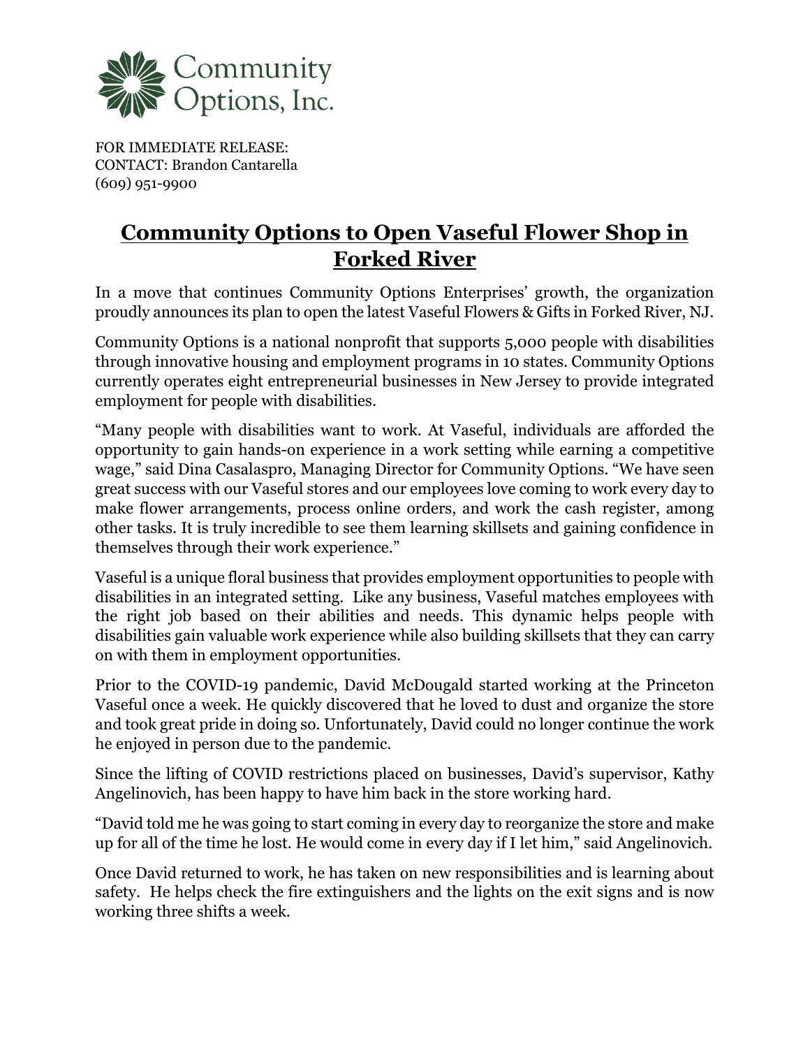Community Options, Inc.

FOR IMMEDIATE RELEASE:
CONTACT: Brandon Cantarella
(609) 951-9900

# Community Options to Open Vaseful Flower Shop in Forked River

In a move that continues Community Options Enterprises' growth, the organization proudly announces its plan to open the latest Vaseful Flowers & Gifts in Forked River, NJ.

Community Options is a national nonprofit that supports 5,000 people with disabilities through innovative housing and employment programs in 10 states. Community Options currently operates eight entrepreneurial businesses in New Jersey to provide integrated employment for people with disabilities.

"Many people with disabilities want to work. At Vaseful, individuals are afforded the opportunity to gain hands-on experience in a work setting while earning a competitive wage," said Dina Casalaspro, Managing Director for Community Options. "We have seen great success with our Vaseful stores and our employees love coming to work every day to make flower arrangements, process online orders, and work the cash register, among other tasks. It is truly incredible to see them learning skillsets and gaining confidence in themselves through their work experience."

Vaseful is a unique floral business that provides employment opportunities to people with disabilities in an integrated setting. Like any business, Vaseful matches employees with the right job based on their abilities and needs. This dynamic helps people with disabilities gain valuable work experience while also building skillsets that they can carry on with them in employment opportunities.

Prior to the COVID-19 pandemic, David McDougald started working at the Princeton Vaseful once a week. He quickly discovered that he loved to dust and organize the store and took great pride in doing so. Unfortunately, David could no longer continue the work he enjoyed in person due to the pandemic.

Since the lifting of COVID restrictions placed on businesses, David's supervisor, Kathy Angelinovich, has been happy to have him back in the store working hard.

"David told me he was going to start coming in every day to reorganize the store and make up for all of the time he lost. He would come in every day if I let him," said Angelinovich.

Once David returned to work, he has taken on new responsibilities and is learning about safety. He helps check the fire extinguishers and the lights on the exit signs and is now working three shifts a week.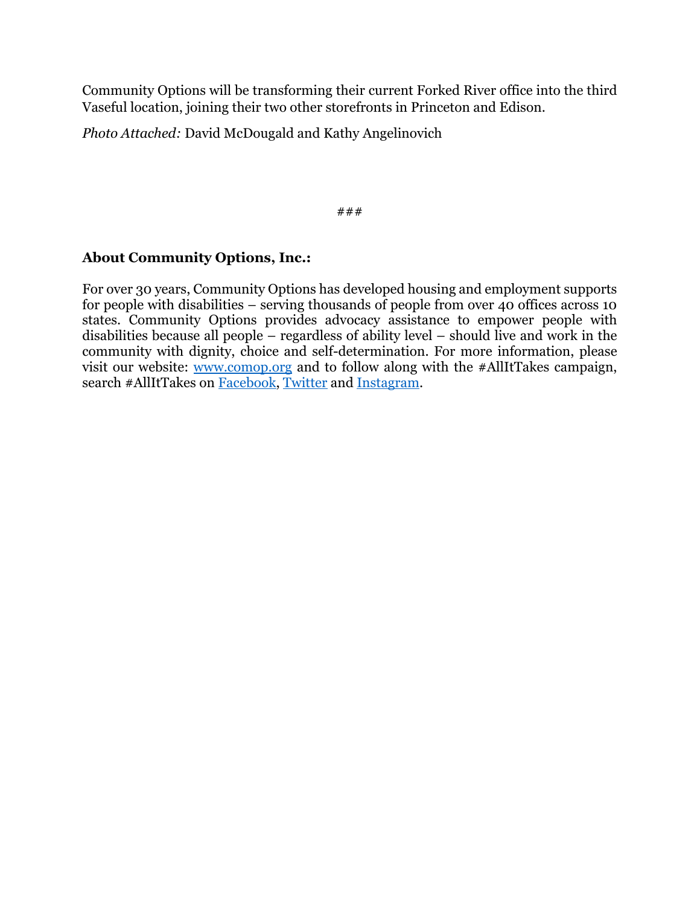Community Options will be transforming their current Forked River office into the third Vaseful location, joining their two other storefronts in Princeton and Edison.

*Photo Attached:* David McDougald and Kathy Angelinovich

###

**About Community Options, Inc.:**

For over 30 years, Community Options has developed housing and employment supports for people with disabilities – serving thousands of people from over 40 offices across 10 states. Community Options provides advocacy assistance to empower people with disabilities because all people – regardless of ability level – should live and work in the community with dignity, choice and self-determination. For more information, please visit our website: [www.comop.org](http://www.comop.org) and to follow along with the #AllItTakes campaign, search #AllItTakes on Facebook, Twitter and Instagram.